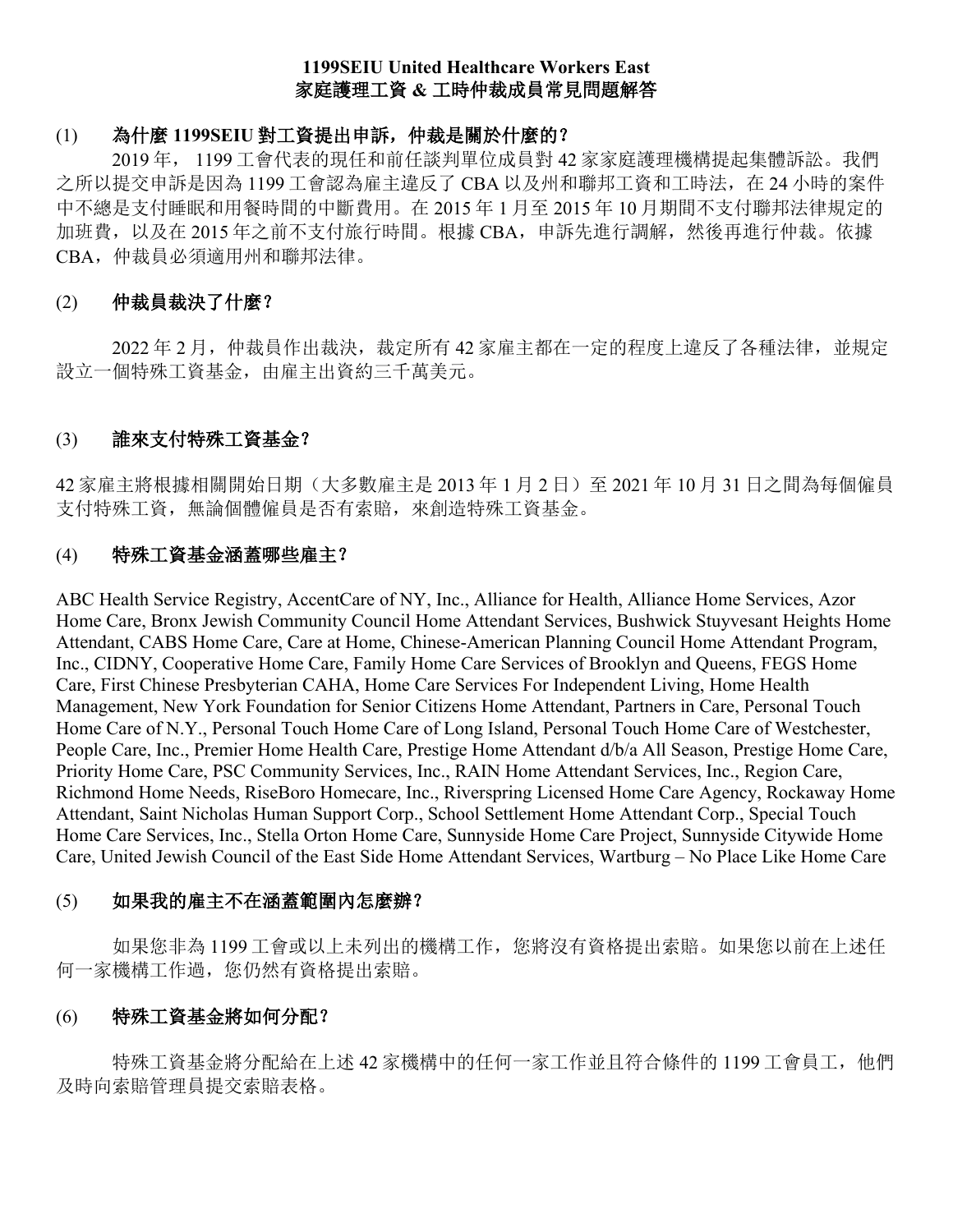# 1199SEIU United Healthcare Workers East
# 家庭護理工資 & 工時仲裁成員常見問題解答

## (1) 為什麼 1199SEIU 對工資提出申訴，仲裁是關於什麼的？

2019 年， 1199 工會代表的現任和前任談判單位成員對 42 家家庭護理機構提起集體訴訟。我們之所以提交申訴是因為 1199 工會認為雇主違反了 CBA 以及州和聯邦工資和工時法，在 24 小時的案件中不總是支付睡眠和用餐時間的中斷費用。在 2015 年 1 月至 2015 年 10 月期間不支付聯邦法律規定的加班費，以及在 2015 年之前不支付旅行時間。根據 CBA，申訴先進行調解，然後再進行仲裁。依據 CBA，仲裁員必須適用州和聯邦法律。

## (2) 仲裁員裁決了什麼？

2022 年 2 月，仲裁員作出裁決，裁定所有 42 家雇主都在一定的程度上違反了各種法律，並規定設立一個特殊工資基金，由雇主出資約三千萬美元。

## (3) 誰來支付特殊工資基金？

42 家雇主將根據相關開始日期（大多數雇主是 2013 年 1 月 2 日）至 2021 年 10 月 31 日之間為每個僱員支付特殊工資，無論個體僱員是否有索賠，來創造特殊工資基金。

## (4) 特殊工資基金涵蓋哪些雇主？

ABC Health Service Registry, AccentCare of NY, Inc., Alliance for Health, Alliance Home Services, Azor Home Care, Bronx Jewish Community Council Home Attendant Services, Bushwick Stuyvesant Heights Home Attendant, CABS Home Care, Care at Home, Chinese-American Planning Council Home Attendant Program, Inc., CIDNY, Cooperative Home Care, Family Home Care Services of Brooklyn and Queens, FEGS Home Care, First Chinese Presbyterian CAHA, Home Care Services For Independent Living, Home Health Management, New York Foundation for Senior Citizens Home Attendant, Partners in Care, Personal Touch Home Care of N.Y., Personal Touch Home Care of Long Island, Personal Touch Home Care of Westchester, People Care, Inc., Premier Home Health Care, Prestige Home Attendant d/b/a All Season, Prestige Home Care, Priority Home Care, PSC Community Services, Inc., RAIN Home Attendant Services, Inc., Region Care, Richmond Home Needs, RiseBoro Homecare, Inc., Riverspring Licensed Home Care Agency, Rockaway Home Attendant, Saint Nicholas Human Support Corp., School Settlement Home Attendant Corp., Special Touch Home Care Services, Inc., Stella Orton Home Care, Sunnyside Home Care Project, Sunnyside Citywide Home Care, United Jewish Council of the East Side Home Attendant Services, Wartburg – No Place Like Home Care

## (5) 如果我的雇主不在涵蓋範圍內怎麼辦？

如果您非為 1199 工會或以上未列出的機構工作，您將沒有資格提出索賠。如果您以前在上述任何一家機構工作過，您仍然有資格提出索賠。

## (6) 特殊工資基金將如何分配？

特殊工資基金將分配給在上述 42 家機構中的任何一家工作並且符合條件的 1199 工會員工，他們及時向索賠管理員提交索賠表格。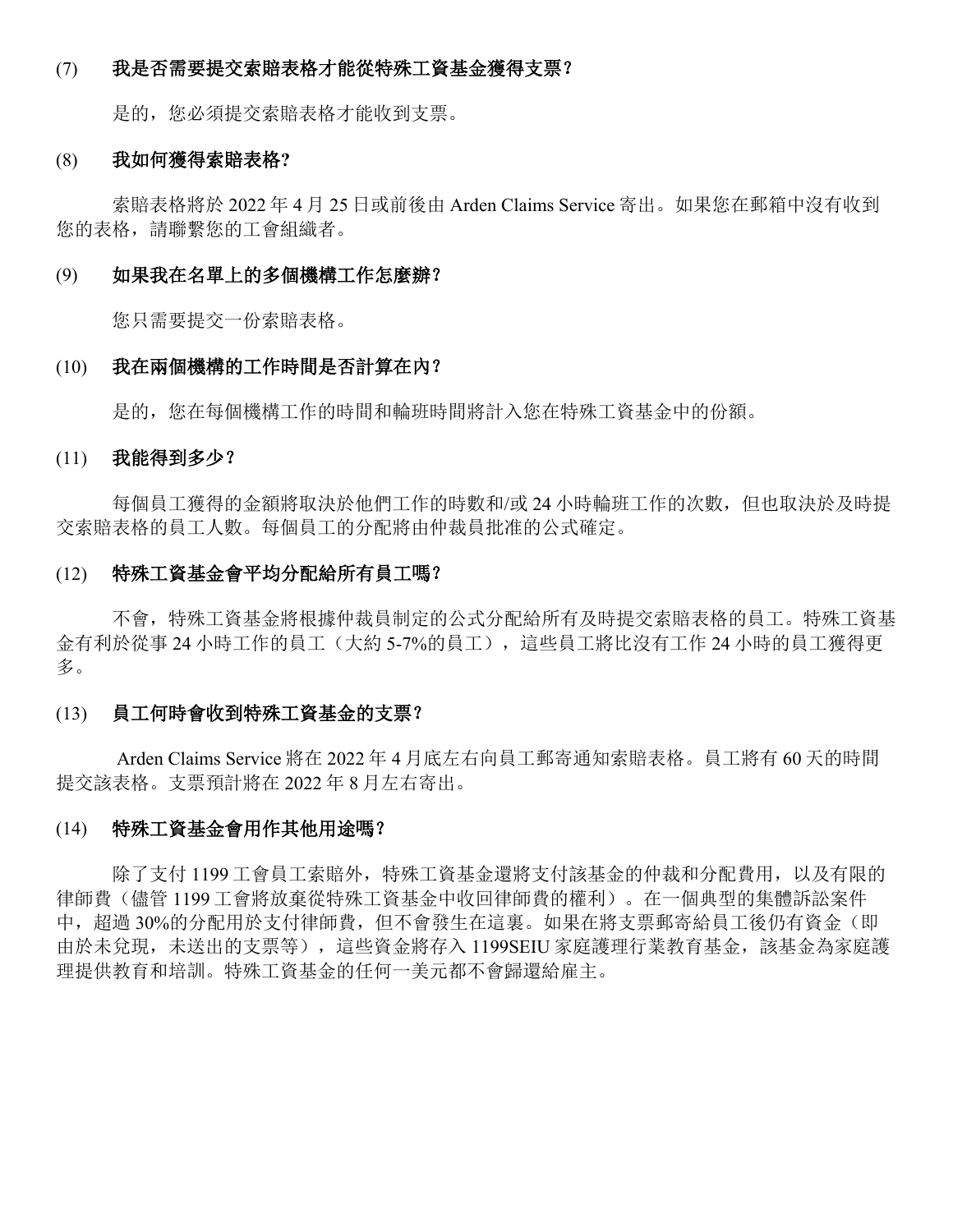### (7) 我是否需要提交索賠表格才能從特殊工資基金獲得支票?

是的，您必須提交索賠表格才能收到支票。

### (8) 我如何獲得索賠表格?

索賠表格將於 2022 年 4 月 25 日或前後由 Arden Claims Service 寄出。如果您在郵箱中沒有收到您的表格，請聯繫您的工會組織者。

### (9) 如果我在名單上的多個機構工作怎麼辦?

您只需要提交一份索賠表格。

### (10) 我在兩個機構的工作時間是否計算在內?

是的，您在每個機構工作的時間和輪班時間將計入您在特殊工資基金中的份額。

### (11) 我能得到多少?

每個員工獲得的金額將取決於他們工作的時數和/或 24 小時輪班工作的次數，但也取決於及時提交索賠表格的員工人數。每個員工的分配將由仲裁員批准的公式確定。

### (12) 特殊工資基金會平均分配給所有員工嗎?

不會，特殊工資基金將根據仲裁員制定的公式分配給所有及時提交索賠表格的員工。特殊工資基金有利於從事 24 小時工作的員工（大約 5-7%的員工），這些員工將比沒有工作 24 小時的員工獲得更多。

### (13) 員工何時會收到特殊工資基金的支票?

Arden Claims Service 將在 2022 年 4 月底左右向員工郵寄通知索賠表格。員工將有 60 天的時間提交該表格。支票預計將在 2022 年 8 月左右寄出。

### (14) 特殊工資基金會用作其他用途嗎?

除了支付 1199 工會員工索賠外，特殊工資基金還將支付該基金的仲裁和分配費用，以及有限的律師費（儘管 1199 工會將放棄從特殊工資基金中收回律師費的權利）。在一個典型的集體訴訟案件中，超過 30%的分配用於支付律師費，但不會發生在這裏。如果在將支票郵寄給員工後仍有資金（即由於未兌現，未送出的支票等），這些資金將存入 1199SEIU 家庭護理行業教育基金，該基金為家庭護理提供教育和培訓。特殊工資基金的任何一美元都不會歸還給雇主。